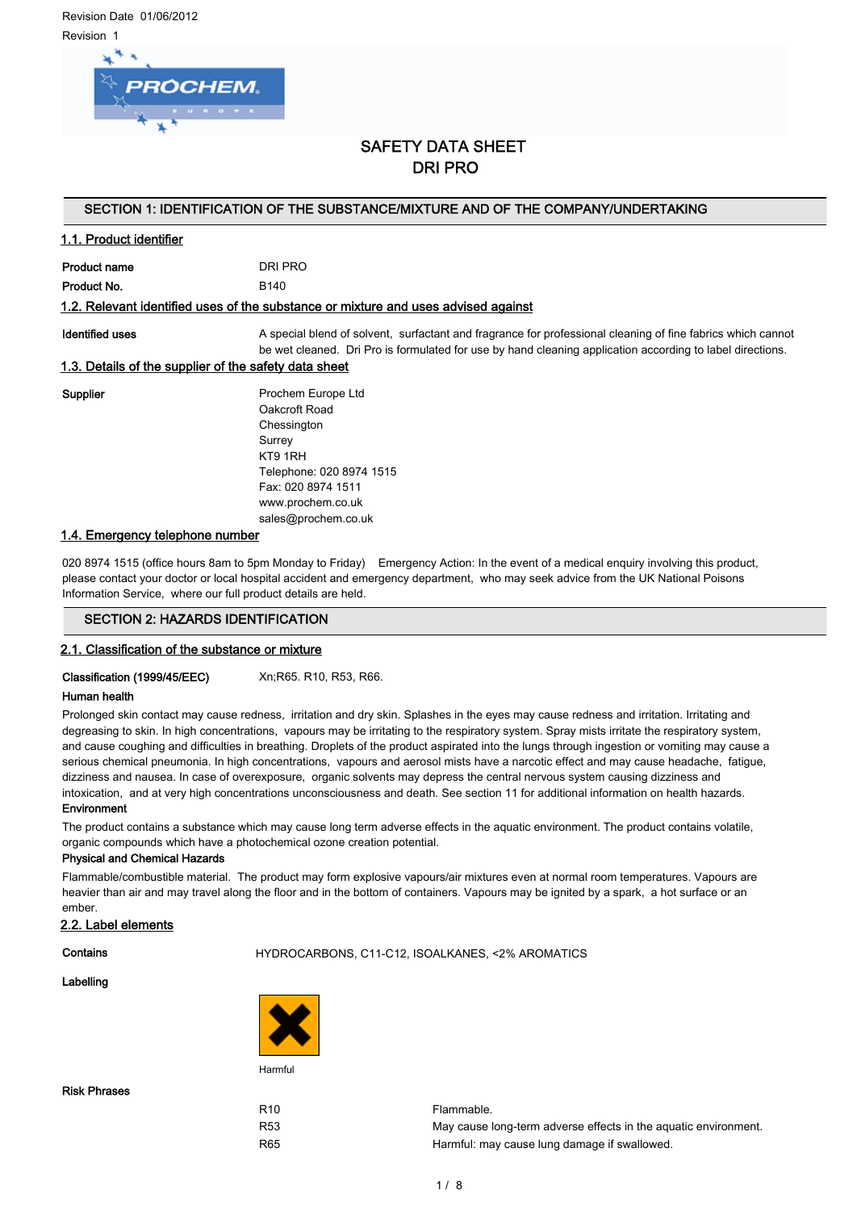Revision Date 01/06/2012

Revision 1

# SAFETY DATA SHEET
# DRI PRO

## SECTION 1: IDENTIFICATION OF THE SUBSTANCE/MIXTURE AND OF THE COMPANY/UNDERTAKING

### 1.1. Product identifier

**Product name** DRI PRO

**Product No.** B140

### 1.2. Relevant identified uses of the substance or mixture and uses advised against

**Identified uses** A special blend of solvent, surfactant and fragrance for professional cleaning of fine fabrics which cannot be wet cleaned. Dri Pro is formulated for use by hand cleaning application according to label directions.

### 1.3. Details of the supplier of the safety data sheet

**Supplier**

Prochem Europe Ltd
Oakcroft Road
Chessington
Surrey
KT9 1RH
Telephone: 020 8974 1515
Fax: 020 8974 1511
www.prochem.co.uk
sales@prochem.co.uk

### 1.4. Emergency telephone number

020 8974 1515 (office hours 8am to 5pm Monday to Friday) Emergency Action: In the event of a medical enquiry involving this product, please contact your doctor or local hospital accident and emergency department, who may seek advice from the UK National Poisons Information Service, where our full product details are held.

## SECTION 2: HAZARDS IDENTIFICATION

### 2.1. Classification of the substance or mixture

**Classification (1999/45/EEC)** Xn;R65. R10, R53, R66.

**Human health**

Prolonged skin contact may cause redness, irritation and dry skin. Splashes in the eyes may cause redness and irritation. Irritating and degreasing to skin. In high concentrations, vapours may be irritating to the respiratory system. Spray mists irritate the respiratory system, and cause coughing and difficulties in breathing. Droplets of the product aspirated into the lungs through ingestion or vomiting may cause a serious chemical pneumonia. In high concentrations, vapours and aerosol mists have a narcotic effect and may cause headache, fatigue, dizziness and nausea. In case of overexposure, organic solvents may depress the central nervous system causing dizziness and intoxication, and at very high concentrations unconsciousness and death. See section 11 for additional information on health hazards.

**Environment**

The product contains a substance which may cause long term adverse effects in the aquatic environment. The product contains volatile, organic compounds which have a photochemical ozone creation potential.

**Physical and Chemical Hazards**

Flammable/combustible material. The product may form explosive vapours/air mixtures even at normal room temperatures. Vapours are heavier than air and may travel along the floor and in the bottom of containers. Vapours may be ignited by a spark, a hot surface or an ember.

### 2.2. Label elements

**Contains** HYDROCARBONS, C11-C12, ISOALKANES, <2% AROMATICS

**Labelling**

Harmful

**Risk Phrases**

| | |
|---|---|
| R10 | Flammable. |
| R53 | May cause long-term adverse effects in the aquatic environment. |
| R65 | Harmful: may cause lung damage if swallowed. |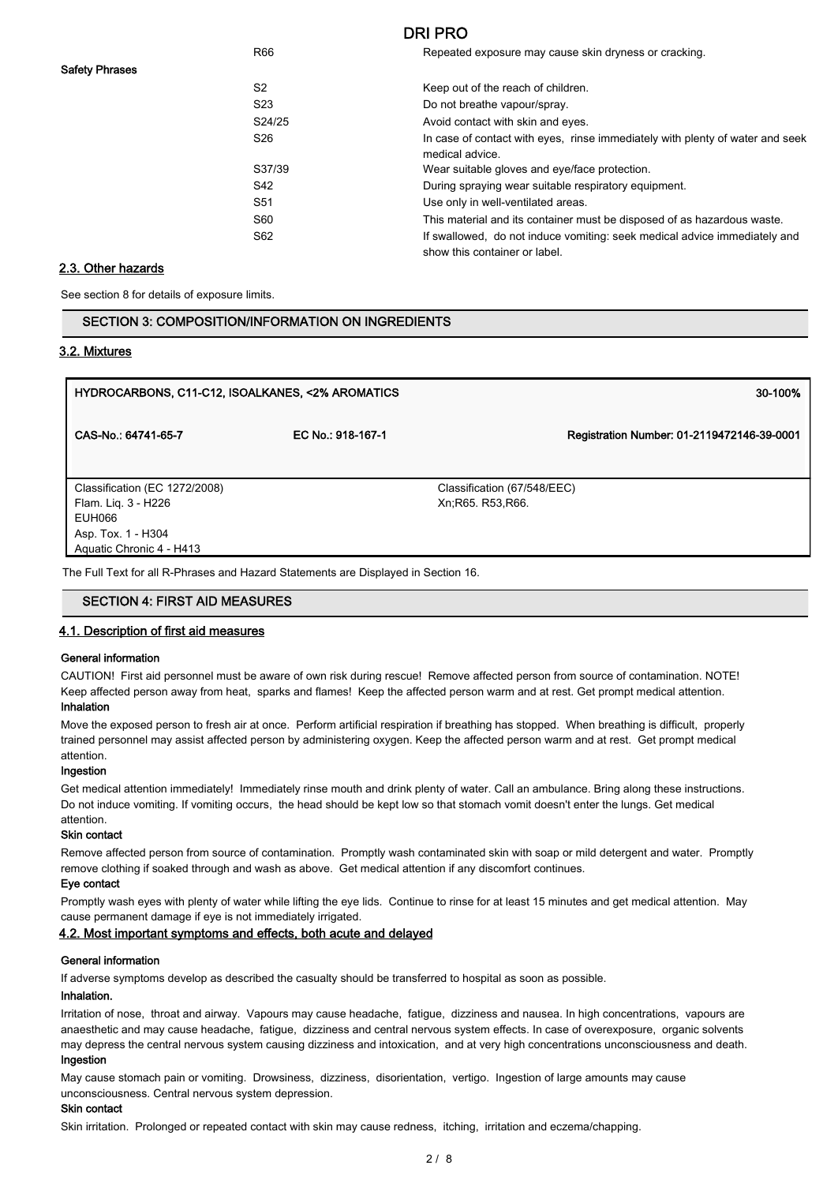| | R66 | Repeated exposure may cause skin dryness or cracking. |
|---|---|---|
| **Safety Phrases** | | |
| | S2 | Keep out of the reach of children. |
| | S23 | Do not breathe vapour/spray. |
| | S24/25 | Avoid contact with skin and eyes. |
| | S26 | In case of contact with eyes, rinse immediately with plenty of water and seek medical advice. |
| | S37/39 | Wear suitable gloves and eye/face protection. |
| | S42 | During spraying wear suitable respiratory equipment. |
| | S51 | Use only in well-ventilated areas. |
| | S60 | This material and its container must be disposed of as hazardous waste. |
| | S62 | If swallowed, do not induce vomiting: seek medical advice immediately and show this container or label. |

## 2.3. Other hazards

See section 8 for details of exposure limits.

# SECTION 3: COMPOSITION/INFORMATION ON INGREDIENTS

## 3.2. Mixtures

| **HYDROCARBONS, C11-C12, ISOALKANES, <2% AROMATICS** | | **30-100%** |
|---|---|---|
| **CAS-No.: 64741-65-7** | **EC No.: 918-167-1** | **Registration Number: 01-2119472146-39-0001** |
| Classification (EC 1272/2008)<br>Flam. Liq. 3 - H226<br>EUH066<br>Asp. Tox. 1 - H304<br>Aquatic Chronic 4 - H413 | | Classification (67/548/EEC)<br>Xn;R65. R53,R66. |

The Full Text for all R-Phrases and Hazard Statements are Displayed in Section 16.

# SECTION 4: FIRST AID MEASURES

## 4.1. Description of first aid measures

**General information**

CAUTION! First aid personnel must be aware of own risk during rescue! Remove affected person from source of contamination. NOTE! Keep affected person away from heat, sparks and flames! Keep the affected person warm and at rest. Get prompt medical attention.

**Inhalation**

Move the exposed person to fresh air at once. Perform artificial respiration if breathing has stopped. When breathing is difficult, properly trained personnel may assist affected person by administering oxygen. Keep the affected person warm and at rest. Get prompt medical attention.

**Ingestion**

Get medical attention immediately! Immediately rinse mouth and drink plenty of water. Call an ambulance. Bring along these instructions. Do not induce vomiting. If vomiting occurs, the head should be kept low so that stomach vomit doesn't enter the lungs. Get medical attention.

**Skin contact**

Remove affected person from source of contamination. Promptly wash contaminated skin with soap or mild detergent and water. Promptly remove clothing if soaked through and wash as above. Get medical attention if any discomfort continues.

**Eye contact**

Promptly wash eyes with plenty of water while lifting the eye lids. Continue to rinse for at least 15 minutes and get medical attention. May cause permanent damage if eye is not immediately irrigated.

## 4.2. Most important symptoms and effects, both acute and delayed

**General information**

If adverse symptoms develop as described the casualty should be transferred to hospital as soon as possible.

**Inhalation.**

Irritation of nose, throat and airway. Vapours may cause headache, fatigue, dizziness and nausea. In high concentrations, vapours are anaesthetic and may cause headache, fatigue, dizziness and central nervous system effects. In case of overexposure, organic solvents may depress the central nervous system causing dizziness and intoxication, and at very high concentrations unconsciousness and death.

**Ingestion**

May cause stomach pain or vomiting. Drowsiness, dizziness, disorientation, vertigo. Ingestion of large amounts may cause unconsciousness. Central nervous system depression.

**Skin contact**

Skin irritation. Prolonged or repeated contact with skin may cause redness, itching, irritation and eczema/chapping.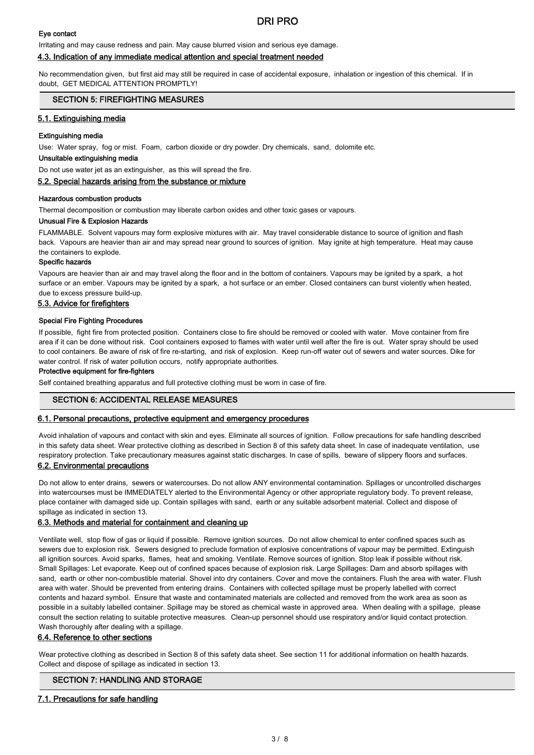#### Eye contact

Irritating and may cause redness and pain. May cause blurred vision and serious eye damage.

### 4.3. Indication of any immediate medical attention and special treatment needed

No recommendation given, but first aid may still be required in case of accidental exposure, inhalation or ingestion of this chemical. If in doubt, GET MEDICAL ATTENTION PROMPTLY!

## SECTION 5: FIREFIGHTING MEASURES

### 5.1. Extinguishing media

#### Extinguishing media

Use: Water spray, fog or mist. Foam, carbon dioxide or dry powder. Dry chemicals, sand, dolomite etc.

#### Unsuitable extinguishing media

Do not use water jet as an extinguisher, as this will spread the fire.

### 5.2. Special hazards arising from the substance or mixture

#### Hazardous combustion products

Thermal decomposition or combustion may liberate carbon oxides and other toxic gases or vapours.

#### Unusual Fire & Explosion Hazards

FLAMMABLE. Solvent vapours may form explosive mixtures with air. May travel considerable distance to source of ignition and flash back. Vapours are heavier than air and may spread near ground to sources of ignition. May ignite at high temperature. Heat may cause the containers to explode.

#### Specific hazards

Vapours are heavier than air and may travel along the floor and in the bottom of containers. Vapours may be ignited by a spark, a hot surface or an ember. Vapours may be ignited by a spark, a hot surface or an ember. Closed containers can burst violently when heated, due to excess pressure build-up.

### 5.3. Advice for firefighters

#### Special Fire Fighting Procedures

If possible, fight fire from protected position. Containers close to fire should be removed or cooled with water. Move container from fire area if it can be done without risk. Cool containers exposed to flames with water until well after the fire is out. Water spray should be used to cool containers. Be aware of risk of fire re-starting, and risk of explosion. Keep run-off water out of sewers and water sources. Dike for water control. If risk of water pollution occurs, notify appropriate authorities.

#### Protective equipment for fire-fighters

Self contained breathing apparatus and full protective clothing must be worn in case of fire.

## SECTION 6: ACCIDENTAL RELEASE MEASURES

### 6.1. Personal precautions, protective equipment and emergency procedures

Avoid inhalation of vapours and contact with skin and eyes. Eliminate all sources of ignition. Follow precautions for safe handling described in this safety data sheet. Wear protective clothing as described in Section 8 of this safety data sheet. In case of inadequate ventilation, use respiratory protection. Take precautionary measures against static discharges. In case of spills, beware of slippery floors and surfaces.

### 6.2. Environmental precautions

Do not allow to enter drains, sewers or watercourses. Do not allow ANY environmental contamination. Spillages or uncontrolled discharges into watercourses must be IMMEDIATELY alerted to the Environmental Agency or other appropriate regulatory body. To prevent release, place container with damaged side up. Contain spillages with sand, earth or any suitable adsorbent material. Collect and dispose of spillage as indicated in section 13.

### 6.3. Methods and material for containment and cleaning up

Ventilate well, stop flow of gas or liquid if possible. Remove ignition sources. Do not allow chemical to enter confined spaces such as sewers due to explosion risk. Sewers designed to preclude formation of explosive concentrations of vapour may be permitted. Extinguish all ignition sources. Avoid sparks, flames, heat and smoking. Ventilate. Remove sources of ignition. Stop leak if possible without risk. Small Spillages: Let evaporate. Keep out of confined spaces because of explosion risk. Large Spillages: Dam and absorb spillages with sand, earth or other non-combustible material. Shovel into dry containers. Cover and move the containers. Flush the area with water. Flush area with water. Should be prevented from entering drains. Containers with collected spillage must be properly labelled with correct contents and hazard symbol. Ensure that waste and contaminated materials are collected and removed from the work area as soon as possible in a suitably labelled container. Spillage may be stored as chemical waste in approved area. When dealing with a spillage, please consult the section relating to suitable protective measures. Clean-up personnel should use respiratory and/or liquid contact protection. Wash thoroughly after dealing with a spillage.

### 6.4. Reference to other sections

Wear protective clothing as described in Section 8 of this safety data sheet. See section 11 for additional information on health hazards. Collect and dispose of spillage as indicated in section 13.

## SECTION 7: HANDLING AND STORAGE

### 7.1. Precautions for safe handling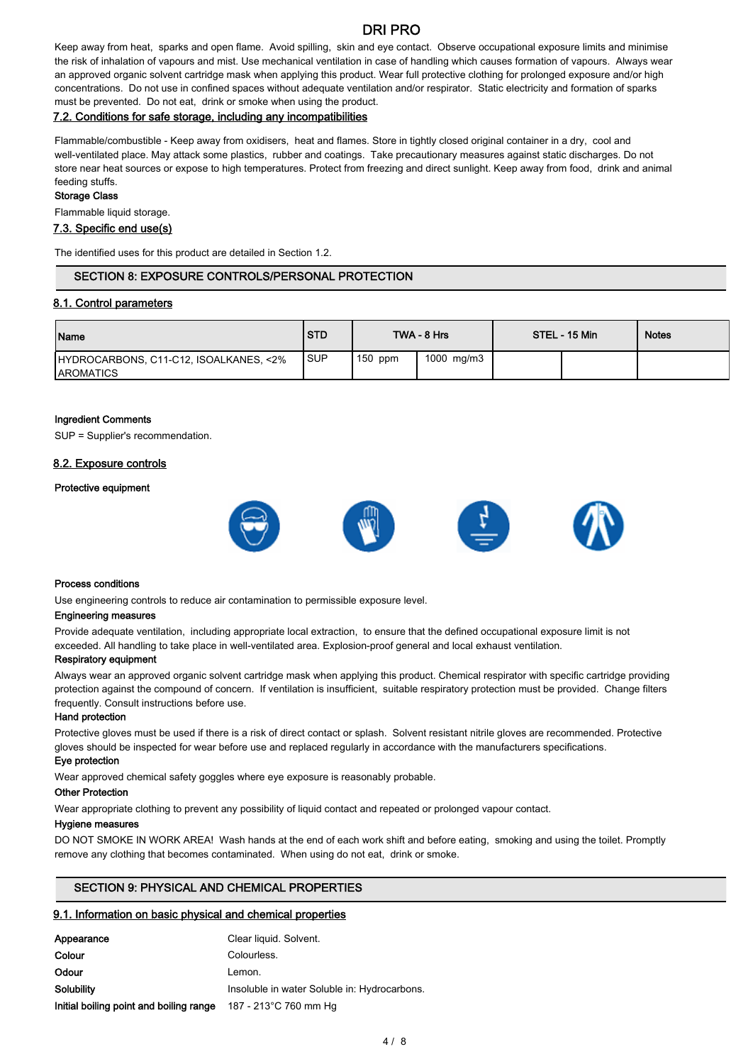Keep away from heat, sparks and open flame. Avoid spilling, skin and eye contact. Observe occupational exposure limits and minimise the risk of inhalation of vapours and mist. Use mechanical ventilation in case of handling which causes formation of vapours. Always wear an approved organic solvent cartridge mask when applying this product. Wear full protective clothing for prolonged exposure and/or high concentrations. Do not use in confined spaces without adequate ventilation and/or respirator. Static electricity and formation of sparks must be prevented. Do not eat, drink or smoke when using the product.

### 7.2. Conditions for safe storage, including any incompatibilities

Flammable/combustible - Keep away from oxidisers, heat and flames. Store in tightly closed original container in a dry, cool and well-ventilated place. May attack some plastics, rubber and coatings. Take precautionary measures against static discharges. Do not store near heat sources or expose to high temperatures. Protect from freezing and direct sunlight. Keep away from food, drink and animal feeding stuffs.

**Storage Class**

Flammable liquid storage.

### 7.3. Specific end use(s)

The identified uses for this product are detailed in Section 1.2.

## SECTION 8: EXPOSURE CONTROLS/PERSONAL PROTECTION

### 8.1. Control parameters

| Name | STD | TWA - 8 Hrs | | STEL - 15 Min | | Notes |
|---|---|---|---|---|---|---|
| HYDROCARBONS, C11-C12, ISOALKANES, <2% AROMATICS | SUP | 150 ppm | 1000 mg/m3 | | | |

**Ingredient Comments**

SUP = Supplier's recommendation.

### 8.2. Exposure controls

**Protective equipment**

**Process conditions**

Use engineering controls to reduce air contamination to permissible exposure level.

**Engineering measures**

Provide adequate ventilation, including appropriate local extraction, to ensure that the defined occupational exposure limit is not exceeded. All handling to take place in well-ventilated area. Explosion-proof general and local exhaust ventilation.

**Respiratory equipment**

Always wear an approved organic solvent cartridge mask when applying this product. Chemical respirator with specific cartridge providing protection against the compound of concern. If ventilation is insufficient, suitable respiratory protection must be provided. Change filters frequently. Consult instructions before use.

**Hand protection**

Protective gloves must be used if there is a risk of direct contact or splash. Solvent resistant nitrile gloves are recommended. Protective gloves should be inspected for wear before use and replaced regularly in accordance with the manufacturers specifications.

**Eye protection**

Wear approved chemical safety goggles where eye exposure is reasonably probable.

**Other Protection**

Wear appropriate clothing to prevent any possibility of liquid contact and repeated or prolonged vapour contact.

**Hygiene measures**

DO NOT SMOKE IN WORK AREA! Wash hands at the end of each work shift and before eating, smoking and using the toilet. Promptly remove any clothing that becomes contaminated. When using do not eat, drink or smoke.

## SECTION 9: PHYSICAL AND CHEMICAL PROPERTIES

### 9.1. Information on basic physical and chemical properties

| | |
|---|---|
| **Appearance** | Clear liquid. Solvent. |
| **Colour** | Colourless. |
| **Odour** | Lemon. |
| **Solubility** | Insoluble in water Soluble in: Hydrocarbons. |
| **Initial boiling point and boiling range** | 187 - 213°C 760 mm Hg |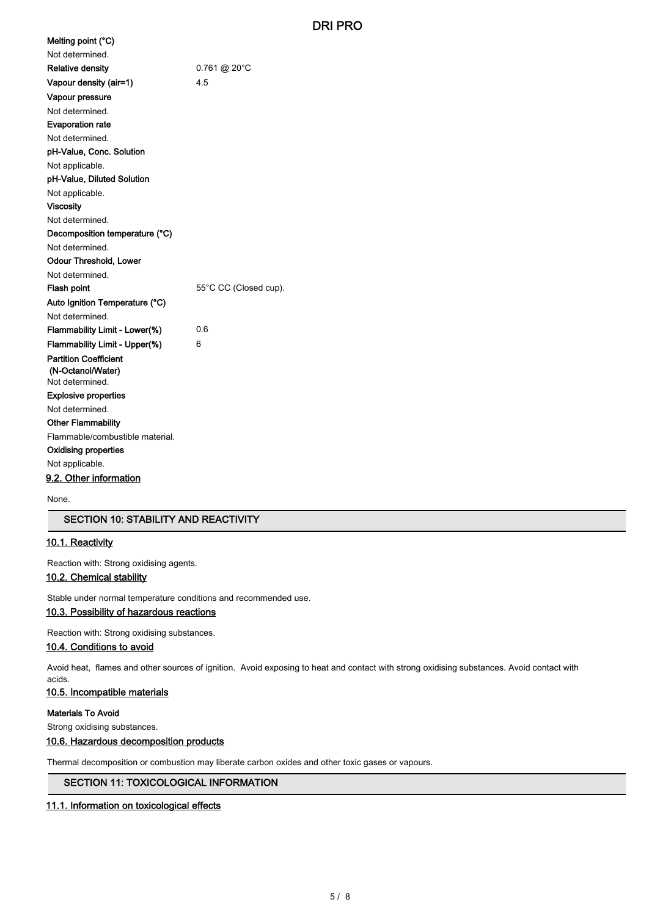**Melting point (°C)**

Not determined.

| | |
|---|---|
| **Relative density** | 0.761 @ 20°C |
| **Vapour density (air=1)** | 4.5 |

**Vapour pressure**

Not determined.

**Evaporation rate**

Not determined.

**pH-Value, Conc. Solution**

Not applicable.

**pH-Value, Diluted Solution**

Not applicable.

**Viscosity**

Not determined.

**Decomposition temperature (°C)**

Not determined.

**Odour Threshold, Lower**

Not determined.

| | |
|---|---|
| **Flash point** | 55°C CC (Closed cup). |

**Auto Ignition Temperature (°C)**

Not determined.

| | |
|---|---|
| **Flammability Limit - Lower(%)** | 0.6 |
| **Flammability Limit - Upper(%)** | 6 |

**Partition Coefficient (N-Octanol/Water)**

Not determined.

**Explosive properties**

Not determined.

**Other Flammability**

Flammable/combustible material.

**Oxidising properties**

Not applicable.

### 9.2. Other information

None.

## SECTION 10: STABILITY AND REACTIVITY

### 10.1. Reactivity

Reaction with: Strong oxidising agents.

### 10.2. Chemical stability

Stable under normal temperature conditions and recommended use.

### 10.3. Possibility of hazardous reactions

Reaction with: Strong oxidising substances.

### 10.4. Conditions to avoid

Avoid heat, flames and other sources of ignition. Avoid exposing to heat and contact with strong oxidising substances. Avoid contact with acids.

### 10.5. Incompatible materials

**Materials To Avoid**

Strong oxidising substances.

### 10.6. Hazardous decomposition products

Thermal decomposition or combustion may liberate carbon oxides and other toxic gases or vapours.

## SECTION 11: TOXICOLOGICAL INFORMATION

### 11.1. Information on toxicological effects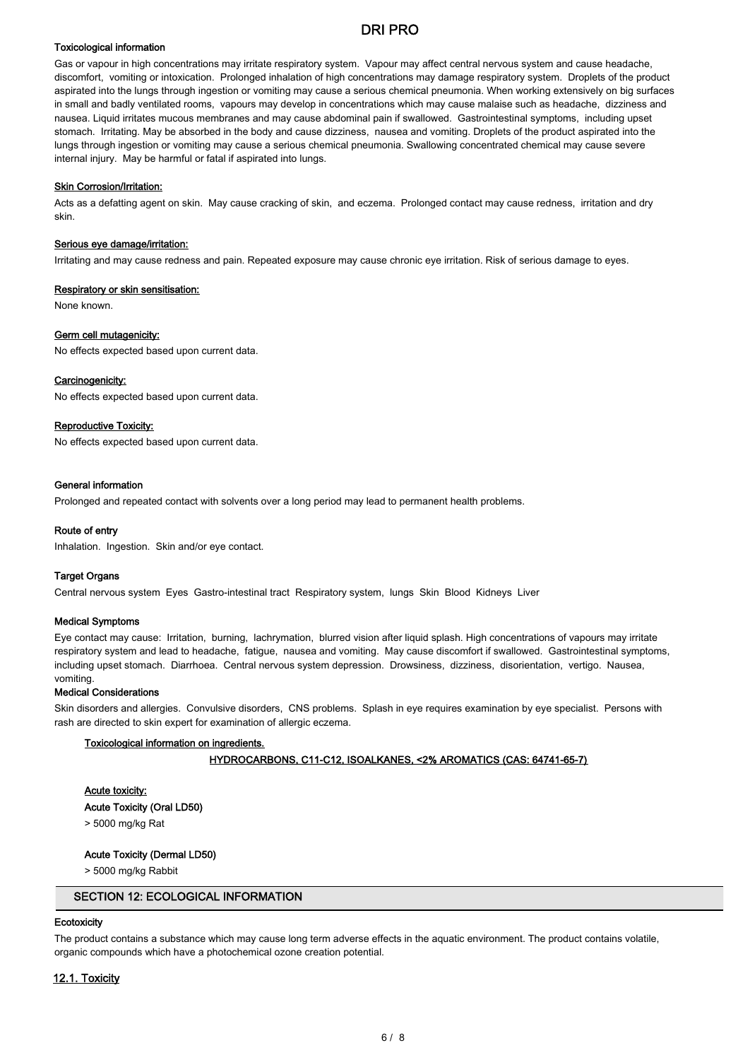### Toxicological information

Gas or vapour in high concentrations may irritate respiratory system. Vapour may affect central nervous system and cause headache, discomfort, vomiting or intoxication. Prolonged inhalation of high concentrations may damage respiratory system. Droplets of the product aspirated into the lungs through ingestion or vomiting may cause a serious chemical pneumonia. When working extensively on big surfaces in small and badly ventilated rooms, vapours may develop in concentrations which may cause malaise such as headache, dizziness and nausea. Liquid irritates mucous membranes and may cause abdominal pain if swallowed. Gastrointestinal symptoms, including upset stomach. Irritating. May be absorbed in the body and cause dizziness, nausea and vomiting. Droplets of the product aspirated into the lungs through ingestion or vomiting may cause a serious chemical pneumonia. Swallowing concentrated chemical may cause severe internal injury. May be harmful or fatal if aspirated into lungs.

#### Skin Corrosion/Irritation:

Acts as a defatting agent on skin. May cause cracking of skin, and eczema. Prolonged contact may cause redness, irritation and dry skin.

#### Serious eye damage/irritation:

Irritating and may cause redness and pain. Repeated exposure may cause chronic eye irritation. Risk of serious damage to eyes.

#### Respiratory or skin sensitisation:

None known.

#### Germ cell mutagenicity:

No effects expected based upon current data.

#### Carcinogenicity:

No effects expected based upon current data.

#### Reproductive Toxicity:

No effects expected based upon current data.

### General information

Prolonged and repeated contact with solvents over a long period may lead to permanent health problems.

### Route of entry

Inhalation. Ingestion. Skin and/or eye contact.

### Target Organs

Central nervous system Eyes Gastro-intestinal tract Respiratory system, lungs Skin Blood Kidneys Liver

### Medical Symptoms

Eye contact may cause: Irritation, burning, lachrymation, blurred vision after liquid splash. High concentrations of vapours may irritate respiratory system and lead to headache, fatigue, nausea and vomiting. May cause discomfort if swallowed. Gastrointestinal symptoms, including upset stomach. Diarrhoea. Central nervous system depression. Drowsiness, dizziness, disorientation, vertigo. Nausea, vomiting.

### Medical Considerations

Skin disorders and allergies. Convulsive disorders, CNS problems. Splash in eye requires examination by eye specialist. Persons with rash are directed to skin expert for examination of allergic eczema.

#### Toxicological information on ingredients.

**HYDROCARBONS, C11-C12, ISOALKANES, <2% AROMATICS (CAS: 64741-65-7)**

#### Acute toxicity:

**Acute Toxicity (Oral LD50)**

> 5000 mg/kg Rat

**Acute Toxicity (Dermal LD50)**

> 5000 mg/kg Rabbit

## SECTION 12: ECOLOGICAL INFORMATION

### Ecotoxicity

The product contains a substance which may cause long term adverse effects in the aquatic environment. The product contains volatile, organic compounds which have a photochemical ozone creation potential.

### 12.1. Toxicity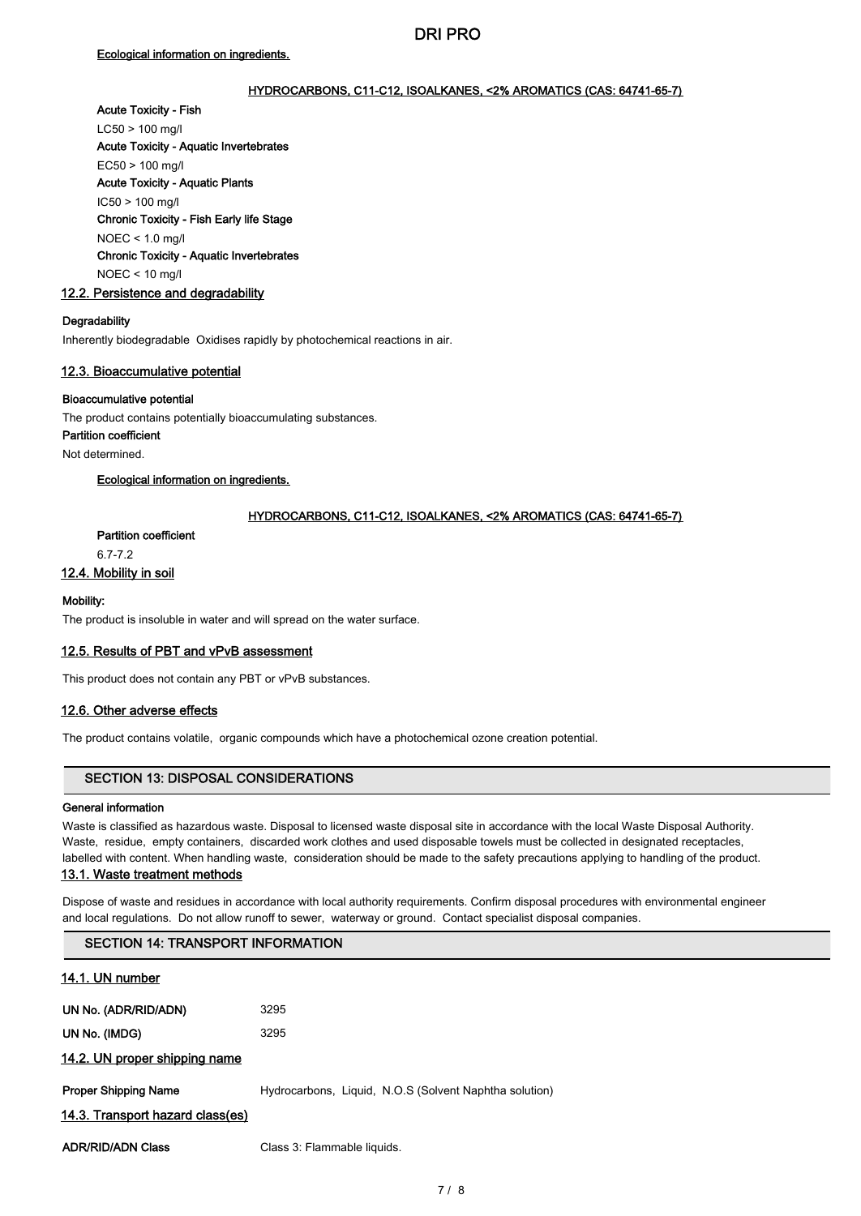Ecological information on ingredients.

HYDROCARBONS, C11-C12, ISOALKANES, <2% AROMATICS (CAS: 64741-65-7)

**Acute Toxicity - Fish**

LC50 > 100 mg/l

**Acute Toxicity - Aquatic Invertebrates**

EC50 > 100 mg/l

**Acute Toxicity - Aquatic Plants**

IC50 > 100 mg/l

**Chronic Toxicity - Fish Early life Stage**

NOEC < 1.0 mg/l

**Chronic Toxicity - Aquatic Invertebrates**

NOEC < 10 mg/l

## 12.2. Persistence and degradability

**Degradability**

Inherently biodegradable Oxidises rapidly by photochemical reactions in air.

## 12.3. Bioaccumulative potential

**Bioaccumulative potential**

The product contains potentially bioaccumulating substances.

**Partition coefficient**

Not determined.

Ecological information on ingredients.

HYDROCARBONS, C11-C12, ISOALKANES, <2% AROMATICS (CAS: 64741-65-7)

**Partition coefficient**

6.7-7.2

## 12.4. Mobility in soil

**Mobility:**

The product is insoluble in water and will spread on the water surface.

## 12.5. Results of PBT and vPvB assessment

This product does not contain any PBT or vPvB substances.

## 12.6. Other adverse effects

The product contains volatile, organic compounds which have a photochemical ozone creation potential.

# SECTION 13: DISPOSAL CONSIDERATIONS

**General information**

Waste is classified as hazardous waste. Disposal to licensed waste disposal site in accordance with the local Waste Disposal Authority. Waste, residue, empty containers, discarded work clothes and used disposable towels must be collected in designated receptacles, labelled with content. When handling waste, consideration should be made to the safety precautions applying to handling of the product.

## 13.1. Waste treatment methods

Dispose of waste and residues in accordance with local authority requirements. Confirm disposal procedures with environmental engineer and local regulations. Do not allow runoff to sewer, waterway or ground. Contact specialist disposal companies.

# SECTION 14: TRANSPORT INFORMATION

## 14.1. UN number

**UN No. (ADR/RID/ADN)** 3295

**UN No. (IMDG)** 3295

## 14.2. UN proper shipping name

**Proper Shipping Name** Hydrocarbons, Liquid, N.O.S (Solvent Naphtha solution)

## 14.3. Transport hazard class(es)

**ADR/RID/ADN Class** Class 3: Flammable liquids.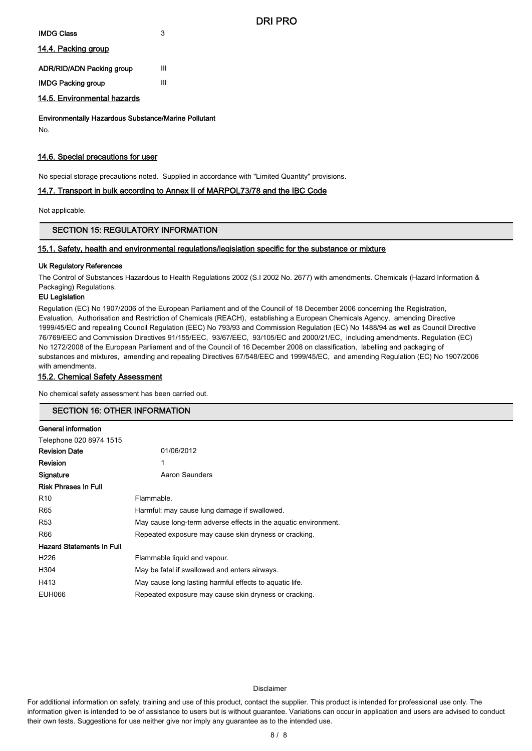| | |
|---|---|
| **IMDG Class** | 3 |

### 14.4. Packing group

| | |
|---|---|
| **ADR/RID/ADN Packing group** | III |
| **IMDG Packing group** | III |

### 14.5. Environmental hazards

**Environmentally Hazardous Substance/Marine Pollutant**

No.

### 14.6. Special precautions for user

No special storage precautions noted. Supplied in accordance with "Limited Quantity" provisions.

### 14.7. Transport in bulk according to Annex II of MARPOL73/78 and the IBC Code

Not applicable.

## SECTION 15: REGULATORY INFORMATION

### 15.1. Safety, health and environmental regulations/legislation specific for the substance or mixture

**Uk Regulatory References**

The Control of Substances Hazardous to Health Regulations 2002 (S.I 2002 No. 2677) with amendments. Chemicals (Hazard Information & Packaging) Regulations.

**EU Legislation**

Regulation (EC) No 1907/2006 of the European Parliament and of the Council of 18 December 2006 concerning the Registration, Evaluation, Authorisation and Restriction of Chemicals (REACH), establishing a European Chemicals Agency, amending Directive 1999/45/EC and repealing Council Regulation (EEC) No 793/93 and Commission Regulation (EC) No 1488/94 as well as Council Directive 76/769/EEC and Commission Directives 91/155/EEC, 93/67/EEC, 93/105/EC and 2000/21/EC, including amendments. Regulation (EC) No 1272/2008 of the European Parliament and of the Council of 16 December 2008 on classification, labelling and packaging of substances and mixtures, amending and repealing Directives 67/548/EEC and 1999/45/EC, and amending Regulation (EC) No 1907/2006 with amendments.

### 15.2. Chemical Safety Assessment

No chemical safety assessment has been carried out.

## SECTION 16: OTHER INFORMATION

**General information**

Telephone 020 8974 1515

| | |
|---|---|
| **Revision Date** | 01/06/2012 |
| **Revision** | 1 |
| **Signature** | Aaron Saunders |

**Risk Phrases In Full**

| | |
|---|---|
| R10 | Flammable. |
| R65 | Harmful: may cause lung damage if swallowed. |
| R53 | May cause long-term adverse effects in the aquatic environment. |
| R66 | Repeated exposure may cause skin dryness or cracking. |

**Hazard Statements In Full**

| | |
|---|---|
| H226 | Flammable liquid and vapour. |
| H304 | May be fatal if swallowed and enters airways. |
| H413 | May cause long lasting harmful effects to aquatic life. |
| EUH066 | Repeated exposure may cause skin dryness or cracking. |

Disclaimer

For additional information on safety, training and use of this product, contact the supplier. This product is intended for professional use only. The information given is intended to be of assistance to users but is without guarantee. Variations can occur in application and users are advised to conduct their own tests. Suggestions for use neither give nor imply any guarantee as to the intended use.